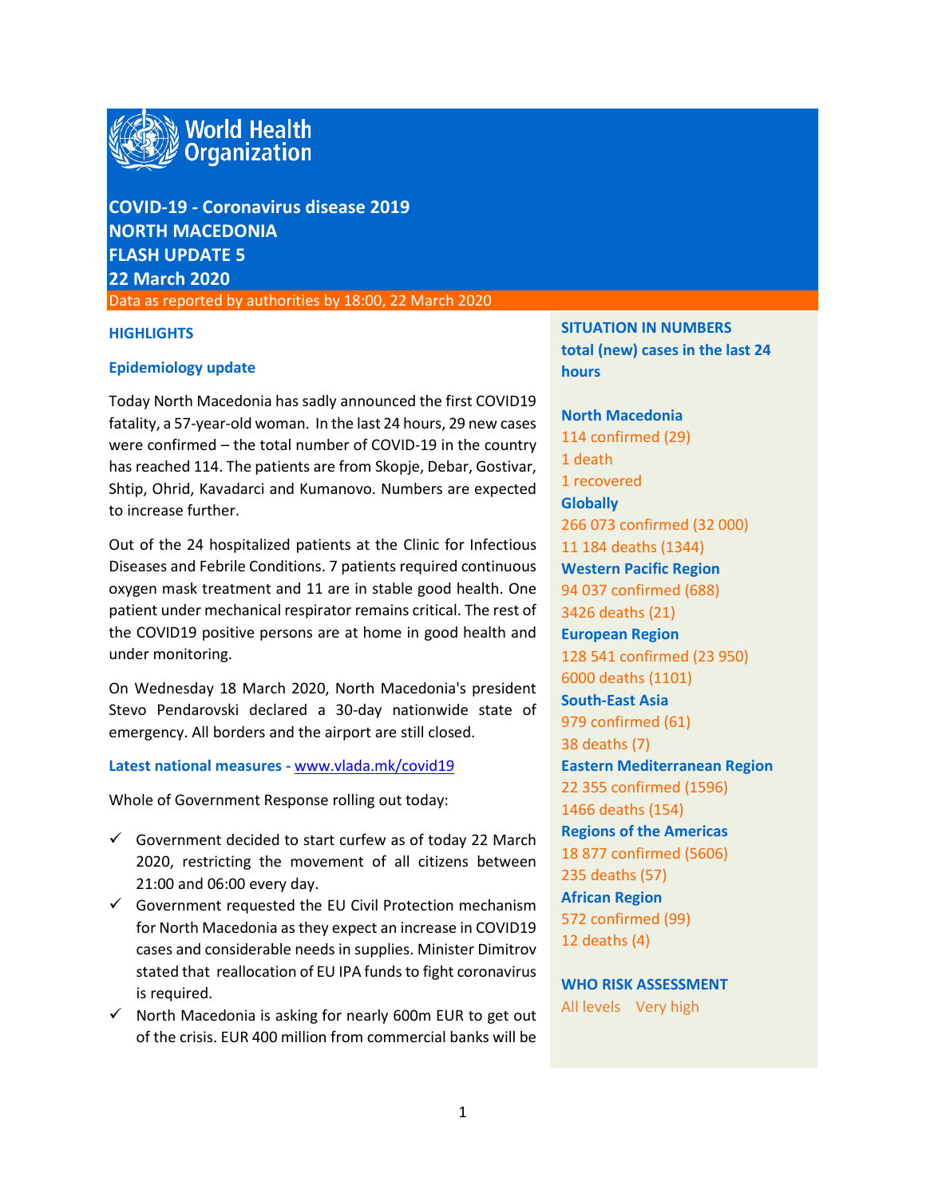# World Health Organization

# COVID-19 - Coronavirus disease 2019
# NORTH MACEDONIA
# FLASH UPDATE 5
# 22 March 2020

Data as reported by authorities by 18:00, 22 March 2020

## HIGHLIGHTS

### Epidemiology update

Today North Macedonia has sadly announced the first COVID19 fatality, a 57-year-old woman. In the last 24 hours, 29 new cases were confirmed – the total number of COVID-19 in the country has reached 114. The patients are from Skopje, Debar, Gostivar, Shtip, Ohrid, Kavadarci and Kumanovo. Numbers are expected to increase further.

Out of the 24 hospitalized patients at the Clinic for Infectious Diseases and Febrile Conditions. 7 patients required continuous oxygen mask treatment and 11 are in stable good health. One patient under mechanical respirator remains critical. The rest of the COVID19 positive persons are at home in good health and under monitoring.

On Wednesday 18 March 2020, North Macedonia's president Stevo Pendarovski declared a 30-day nationwide state of emergency. All borders and the airport are still closed.

### Latest national measures - www.vlada.mk/covid19

Whole of Government Response rolling out today:

- ✓ Government decided to start curfew as of today 22 March 2020, restricting the movement of all citizens between 21:00 and 06:00 every day.
- ✓ Government requested the EU Civil Protection mechanism for North Macedonia as they expect an increase in COVID19 cases and considerable needs in supplies. Minister Dimitrov stated that reallocation of EU IPA funds to fight coronavirus is required.
- ✓ North Macedonia is asking for nearly 600m EUR to get out of the crisis. EUR 400 million from commercial banks will be

## SITUATION IN NUMBERS
**total (new) cases in the last 24 hours**

**North Macedonia**
114 confirmed (29)
1 death
1 recovered

**Globally**
266 073 confirmed (32 000)
11 184 deaths (1344)

**Western Pacific Region**
94 037 confirmed (688)
3426 deaths (21)

**European Region**
128 541 confirmed (23 950)
6000 deaths (1101)

**South-East Asia**
979 confirmed (61)
38 deaths (7)

**Eastern Mediterranean Region**
22 355 confirmed (1596)
1466 deaths (154)

**Regions of the Americas**
18 877 confirmed (5606)
235 deaths (57)

**African Region**
572 confirmed (99)
12 deaths (4)

## WHO RISK ASSESSMENT
All levels Very high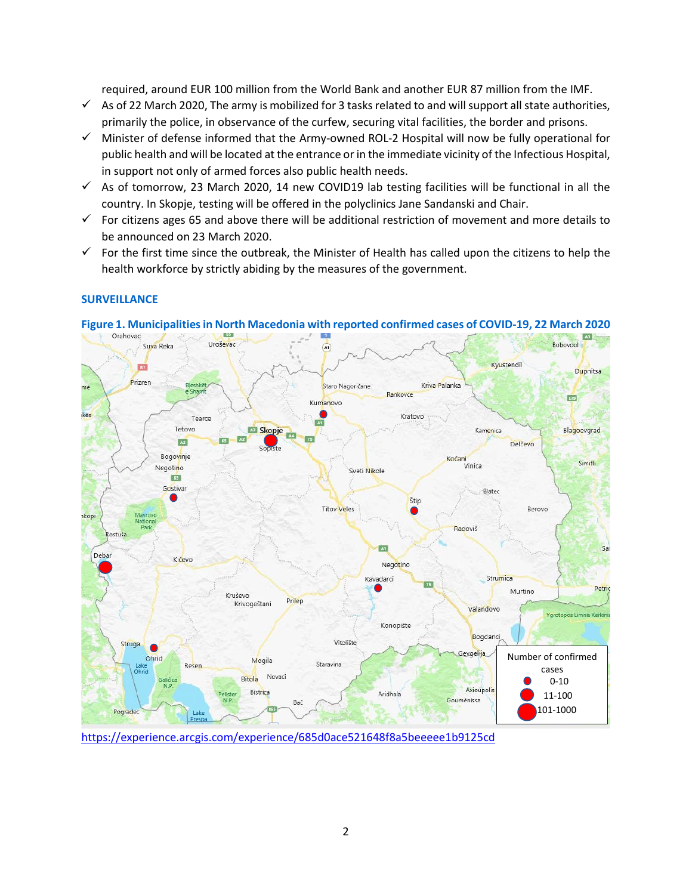required, around EUR 100 million from the World Bank and another EUR 87 million from the IMF.

- ✓ As of 22 March 2020, The army is mobilized for 3 tasks related to and will support all state authorities, primarily the police, in observance of the curfew, securing vital facilities, the border and prisons.
- ✓ Minister of defense informed that the Army-owned ROL-2 Hospital will now be fully operational for public health and will be located at the entrance or in the immediate vicinity of the Infectious Hospital, in support not only of armed forces also public health needs.
- ✓ As of tomorrow, 23 March 2020, 14 new COVID19 lab testing facilities will be functional in all the country. In Skopje, testing will be offered in the polyclinics Jane Sandanski and Chair.
- ✓ For citizens ages 65 and above there will be additional restriction of movement and more details to be announced on 23 March 2020.
- ✓ For the first time since the outbreak, the Minister of Health has called upon the citizens to help the health workforce by strictly abiding by the measures of the government.

## SURVEILLANCE

**Figure 1. Municipalities in North Macedonia with reported confirmed cases of COVID-19, 22 March 2020**

Number of confirmed cases: 0-10; 11-100; 101-1000

https://experience.arcgis.com/experience/685d0ace521648f8a5beeeee1b9125cd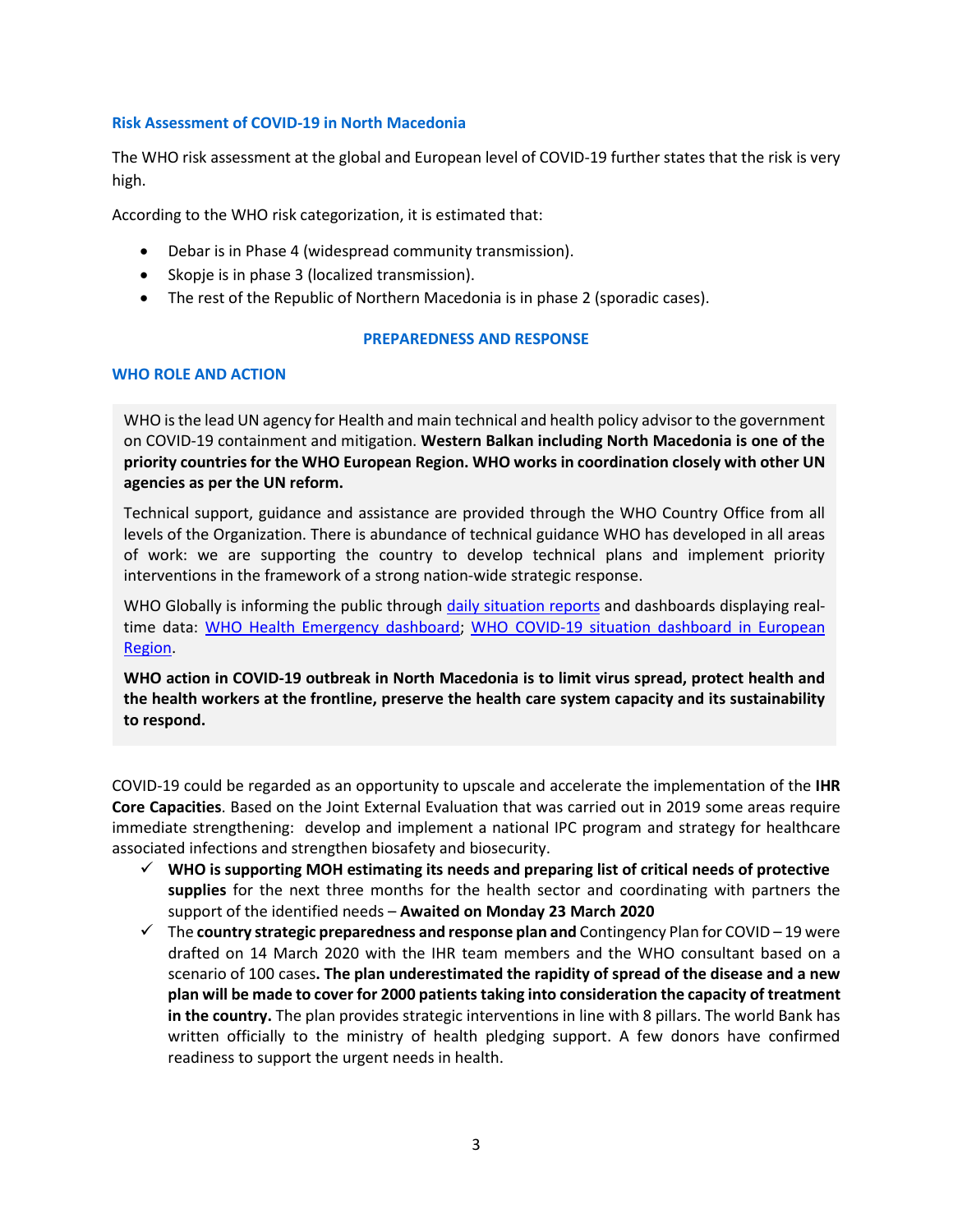### Risk Assessment of COVID-19 in North Macedonia

The WHO risk assessment at the global and European level of COVID-19 further states that the risk is very high.

According to the WHO risk categorization, it is estimated that:

- Debar is in Phase 4 (widespread community transmission).
- Skopje is in phase 3 (localized transmission).
- The rest of the Republic of Northern Macedonia is in phase 2 (sporadic cases).

## PREPAREDNESS AND RESPONSE

### WHO ROLE AND ACTION

WHO is the lead UN agency for Health and main technical and health policy advisor to the government on COVID-19 containment and mitigation. **Western Balkan including North Macedonia is one of the priority countries for the WHO European Region. WHO works in coordination closely with other UN agencies as per the UN reform.**

Technical support, guidance and assistance are provided through the WHO Country Office from all levels of the Organization. There is abundance of technical guidance WHO has developed in all areas of work: we are supporting the country to develop technical plans and implement priority interventions in the framework of a strong nation-wide strategic response.

WHO Globally is informing the public through daily situation reports and dashboards displaying real-time data: WHO Health Emergency dashboard; WHO COVID-19 situation dashboard in European Region.

**WHO action in COVID-19 outbreak in North Macedonia is to limit virus spread, protect health and the health workers at the frontline, preserve the health care system capacity and its sustainability to respond.**

COVID-19 could be regarded as an opportunity to upscale and accelerate the implementation of the **IHR Core Capacities**. Based on the Joint External Evaluation that was carried out in 2019 some areas require immediate strengthening: develop and implement a national IPC program and strategy for healthcare associated infections and strengthen biosafety and biosecurity.

- ✓ **WHO is supporting MOH estimating its needs and preparing list of critical needs of protective supplies** for the next three months for the health sector and coordinating with partners the support of the identified needs – **Awaited on Monday 23 March 2020**
- ✓ The **country strategic preparedness and response plan and** Contingency Plan for COVID – 19 were drafted on 14 March 2020 with the IHR team members and the WHO consultant based on a scenario of 100 cases**. The plan underestimated the rapidity of spread of the disease and a new plan will be made to cover for 2000 patients taking into consideration the capacity of treatment in the country.** The plan provides strategic interventions in line with 8 pillars. The world Bank has written officially to the ministry of health pledging support. A few donors have confirmed readiness to support the urgent needs in health.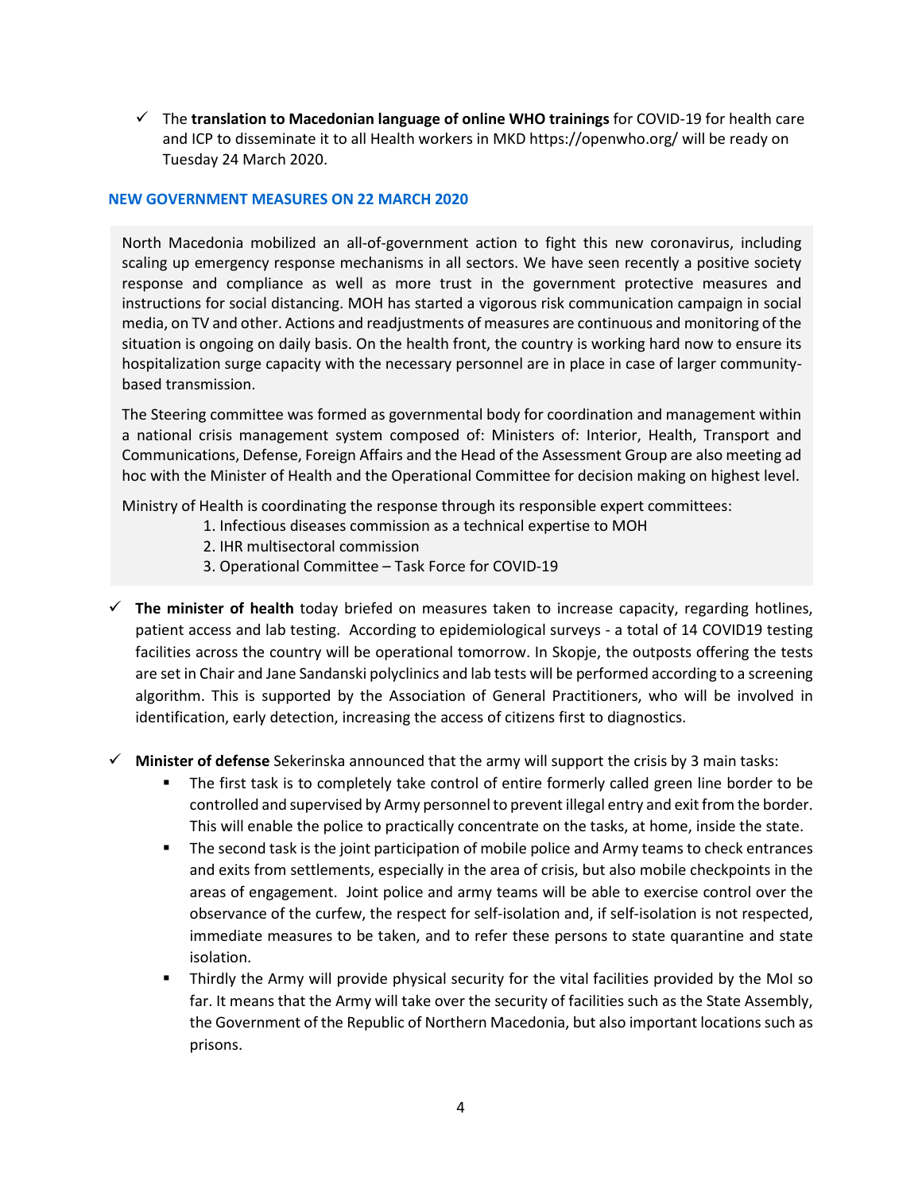- ✓ The **translation to Macedonian language of online WHO trainings** for COVID-19 for health care and ICP to disseminate it to all Health workers in MKD https://openwho.org/ will be ready on Tuesday 24 March 2020.

### NEW GOVERNMENT MEASURES ON 22 MARCH 2020

North Macedonia mobilized an all-of-government action to fight this new coronavirus, including scaling up emergency response mechanisms in all sectors. We have seen recently a positive society response and compliance as well as more trust in the government protective measures and instructions for social distancing. MOH has started a vigorous risk communication campaign in social media, on TV and other. Actions and readjustments of measures are continuous and monitoring of the situation is ongoing on daily basis. On the health front, the country is working hard now to ensure its hospitalization surge capacity with the necessary personnel are in place in case of larger community-based transmission.

The Steering committee was formed as governmental body for coordination and management within a national crisis management system composed of: Ministers of: Interior, Health, Transport and Communications, Defense, Foreign Affairs and the Head of the Assessment Group are also meeting ad hoc with the Minister of Health and the Operational Committee for decision making on highest level.

Ministry of Health is coordinating the response through its responsible expert committees:

1. Infectious diseases commission as a technical expertise to MOH
2. IHR multisectoral commission
3. Operational Committee – Task Force for COVID-19

- ✓ **The minister of health** today briefed on measures taken to increase capacity, regarding hotlines, patient access and lab testing. According to epidemiological surveys - a total of 14 COVID19 testing facilities across the country will be operational tomorrow. In Skopje, the outposts offering the tests are set in Chair and Jane Sandanski polyclinics and lab tests will be performed according to a screening algorithm. This is supported by the Association of General Practitioners, who will be involved in identification, early detection, increasing the access of citizens first to diagnostics.

- ✓ **Minister of defense** Sekerinska announced that the army will support the crisis by 3 main tasks:
  - The first task is to completely take control of entire formerly called green line border to be controlled and supervised by Army personnel to prevent illegal entry and exit from the border. This will enable the police to practically concentrate on the tasks, at home, inside the state.
  - The second task is the joint participation of mobile police and Army teams to check entrances and exits from settlements, especially in the area of crisis, but also mobile checkpoints in the areas of engagement. Joint police and army teams will be able to exercise control over the observance of the curfew, the respect for self-isolation and, if self-isolation is not respected, immediate measures to be taken, and to refer these persons to state quarantine and state isolation.
  - Thirdly the Army will provide physical security for the vital facilities provided by the MoI so far. It means that the Army will take over the security of facilities such as the State Assembly, the Government of the Republic of Northern Macedonia, but also important locations such as prisons.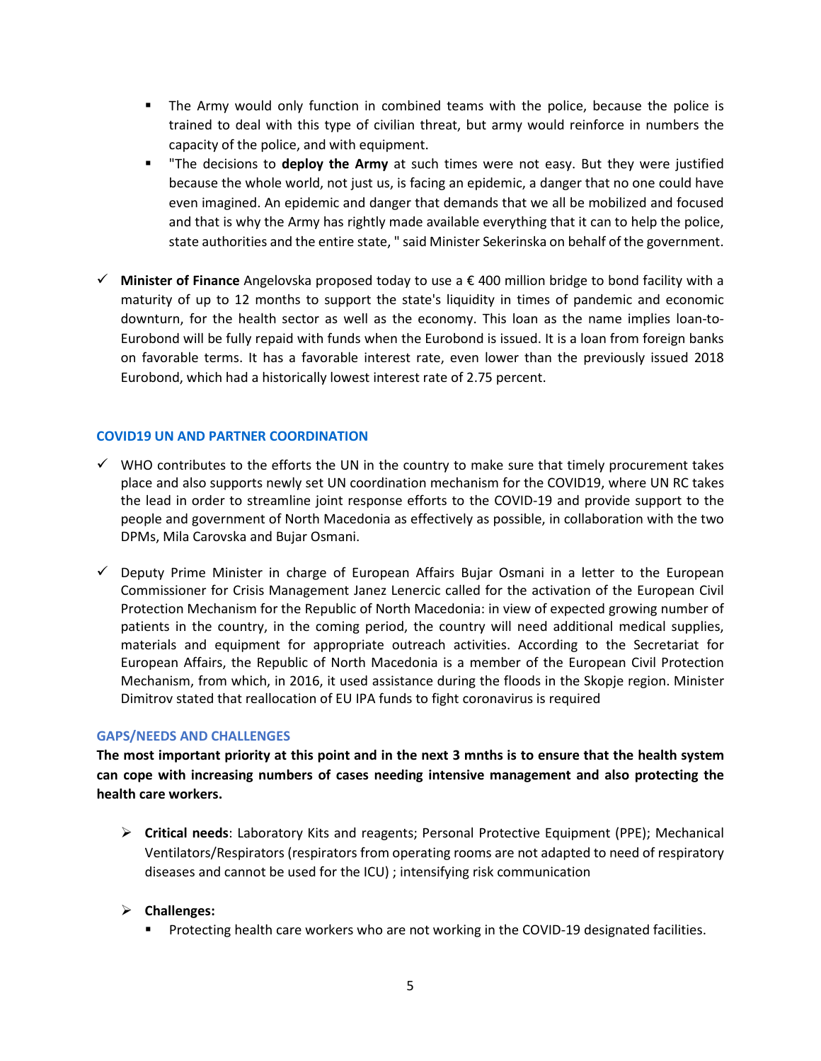- The Army would only function in combined teams with the police, because the police is trained to deal with this type of civilian threat, but army would reinforce in numbers the capacity of the police, and with equipment.
    - "The decisions to **deploy the Army** at such times were not easy. But they were justified because the whole world, not just us, is facing an epidemic, a danger that no one could have even imagined. An epidemic and danger that demands that we all be mobilized and focused and that is why the Army has rightly made available everything that it can to help the police, state authorities and the entire state, " said Minister Sekerinska on behalf of the government.

- ✓ **Minister of Finance** Angelovska proposed today to use a € 400 million bridge to bond facility with a maturity of up to 12 months to support the state's liquidity in times of pandemic and economic downturn, for the health sector as well as the economy. This loan as the name implies loan-to-Eurobond will be fully repaid with funds when the Eurobond is issued. It is a loan from foreign banks on favorable terms. It has a favorable interest rate, even lower than the previously issued 2018 Eurobond, which had a historically lowest interest rate of 2.75 percent.

## COVID19 UN AND PARTNER COORDINATION

- ✓ WHO contributes to the efforts the UN in the country to make sure that timely procurement takes place and also supports newly set UN coordination mechanism for the COVID19, where UN RC takes the lead in order to streamline joint response efforts to the COVID-19 and provide support to the people and government of North Macedonia as effectively as possible, in collaboration with the two DPMs, Mila Carovska and Bujar Osmani.

- ✓ Deputy Prime Minister in charge of European Affairs Bujar Osmani in a letter to the European Commissioner for Crisis Management Janez Lenercic called for the activation of the European Civil Protection Mechanism for the Republic of North Macedonia: in view of expected growing number of patients in the country, in the coming period, the country will need additional medical supplies, materials and equipment for appropriate outreach activities. According to the Secretariat for European Affairs, the Republic of North Macedonia is a member of the European Civil Protection Mechanism, from which, in 2016, it used assistance during the floods in the Skopje region. Minister Dimitrov stated that reallocation of EU IPA funds to fight coronavirus is required

## GAPS/NEEDS AND CHALLENGES

**The most important priority at this point and in the next 3 mnths is to ensure that the health system can cope with increasing numbers of cases needing intensive management and also protecting the health care workers.**

- **Critical needs**: Laboratory Kits and reagents; Personal Protective Equipment (PPE); Mechanical Ventilators/Respirators (respirators from operating rooms are not adapted to need of respiratory diseases and cannot be used for the ICU) ; intensifying risk communication

- **Challenges:**
    - Protecting health care workers who are not working in the COVID-19 designated facilities.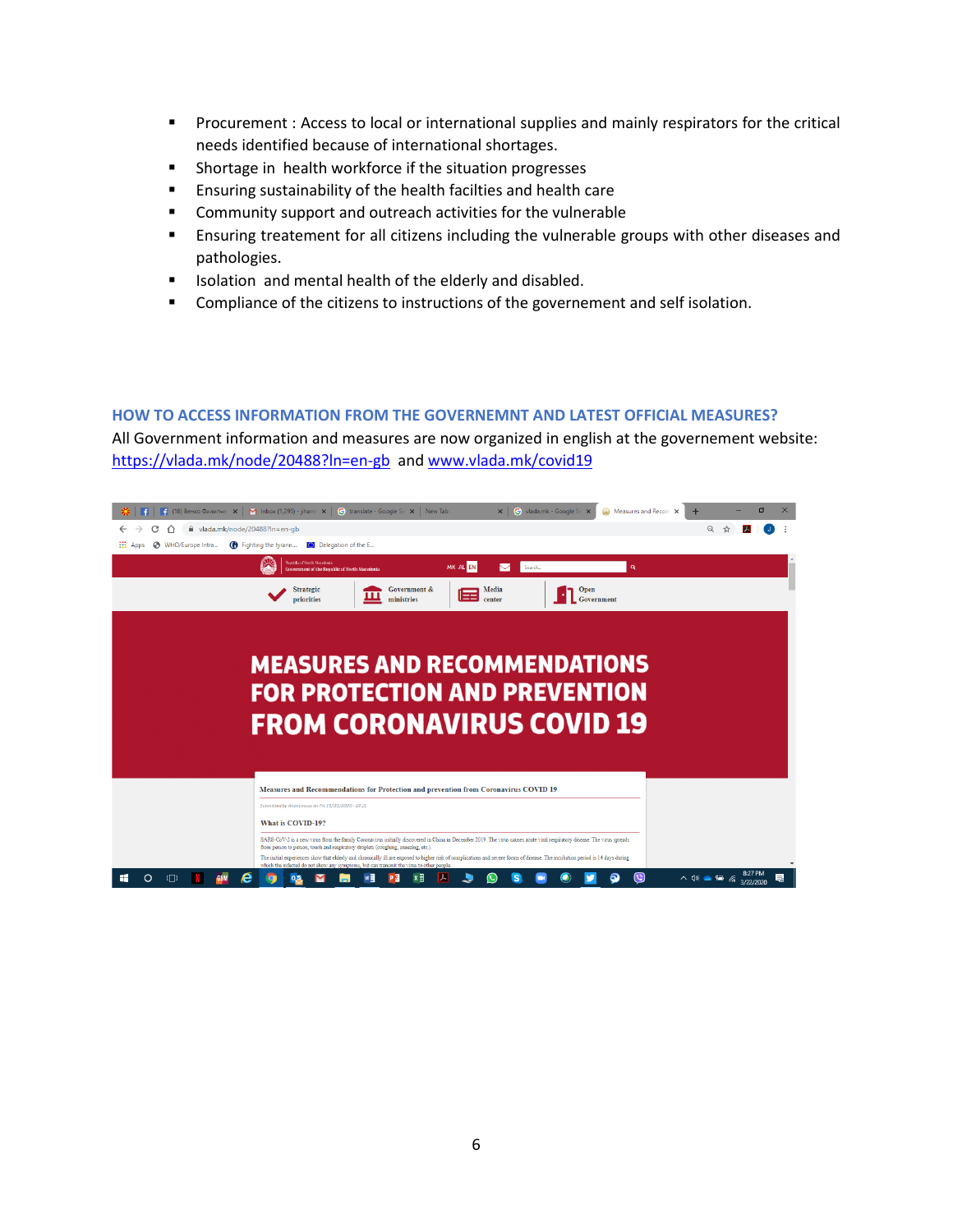- Procurement : Access to local or international supplies and mainly respirators for the critical needs identified because of international shortages.
- Shortage in  health workforce if the situation progresses
- Ensuring sustainability of the health facilties and health care
- Community support and outreach activities for the vulnerable
- Ensuring treatement for all citizens including the vulnerable groups with other diseases and pathologies.
- Isolation  and mental health of the elderly and disabled.
- Compliance of the citizens to instructions of the governement and self isolation.

## HOW TO ACCESS INFORMATION FROM THE GOVERNEMNT AND LATEST OFFICIAL MEASURES?

All Government information and measures are now organized in english at the governement website: https://vlada.mk/node/20488?ln=en-gb and www.vlada.mk/covid19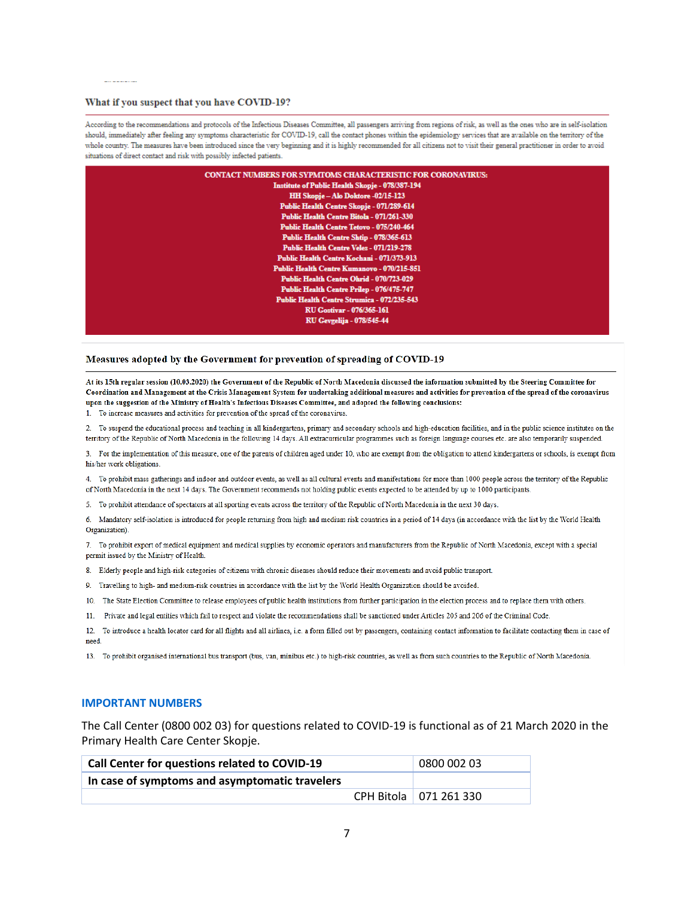### What if you suspect that you have COVID-19?

According to the recommendations and protocols of the Infectious Diseases Committee, all passengers arriving from regions of risk, as well as the ones who are in self-isolation should, immediately after feeling any symptoms characteristic for COVID-19, call the contact phones within the epidemiology services that are available on the territory of the whole country. The measures have been introduced since the very beginning and it is highly recommended for all citizens not to visit their general practitioner in order to avoid situations of direct contact and risk with possibly infected patients.

**CONTACT NUMBERS FOR SYPMTOMS CHARACTERISTIC FOR CORONAVIRUS:**
**Institute of Public Health Skopje - 078/387-194**
**HH Skopje – Alo Doktore -02/15-123**
**Public Health Centre Skopje - 071/289-614**
**Public Health Centre Bitola - 071/261-330**
**Public Health Centre Tetovo - 075/240-464**
**Public Health Centre Shtip - 078/365-613**
**Public Health Centre Veles - 071/219-278**
**Public Health Centre Kochani - 071/373-913**
**Public Health Centre Kumanovo - 070/215-851**
**Public Health Centre Ohrid - 070/723-029**
**Public Health Centre Prilep - 076/475-747**
**Public Health Centre Strumica - 072/235-543**
**RU Gostivar - 076/365-161**
**RU Gevgelija - 078/545-44**

### Measures adopted by the Government for prevention of spreading of COVID-19

**At its 15th regular session (10.03.2020) the Government of the Republic of North Macedonia discussed the information submitted by the Steering Committee for Coordination and Management at the Crisis Management System for undertaking additional measures and activities for prevention of the spread of the coronavirus upon the suggestion of the Ministry of Health's Infectious Diseases Committee, and adopted the following conclusions:**

1. To increase measures and activities for prevention of the spread of the coronavirus.
2. To suspend the educational process and teaching in all kindergartens, primary and secondary schools and high-education facilities, and in the public science institutes on the territory of the Republic of North Macedonia in the following 14 days. All extracurricular programmes such as foreign language courses etc. are also temporarily suspended.
3. For the implementation of this measure, one of the parents of children aged under 10, who are exempt from the obligation to attend kindergartens or schools, is exempt from his/her work obligations.
4. To prohibit mass gatherings and indoor and outdoor events, as well as all cultural events and manifestations for more than 1000 people across the territory of the Republic of North Macedonia in the next 14 days. The Government recommends not holding public events expected to be attended by up to 1000 participants.
5. To prohibit attendance of spectators at all sporting events across the territory of the Republic of North Macedonia in the next 30 days.
6. Mandatory self-isolation is introduced for people returning from high and medium risk countries in a period of 14 days (in accordance with the list by the World Health Organization).
7. To prohibit export of medical equipment and medical supplies by economic operators and manufacturers from the Republic of North Macedonia, except with a special permit issued by the Ministry of Health.
8. Elderly people and high-risk categories of citizens with chronic diseases should reduce their movements and avoid public transport.
9. Travelling to high- and medium-risk countries in accordance with the list by the World Health Organization should be avoided.
10. The State Election Committee to release employees of public health institutions from further participation in the election process and to replace them with others.
11. Private and legal entities which fail to respect and violate the recommendations shall be sanctioned under Articles 205 and 206 of the Criminal Code.
12. To introduce a health locator card for all flights and all airlines, i.e. a form filled out by passengers, containing contact information to facilitate contacting them in case of need.
13. To prohibit organised international bus transport (bus, van, minibus etc.) to high-risk countries, as well as from such countries to the Republic of North Macedonia.

## IMPORTANT NUMBERS

The Call Center (0800 002 03) for questions related to COVID-19 is functional as of 21 March 2020 in the Primary Health Care Center Skopje.

| Call Center for questions related to COVID-19 | 0800 002 03 |
| --- | --- |
| **In case of symptoms and asymptomatic travelers** | |
| CPH Bitola | 071 261 330 |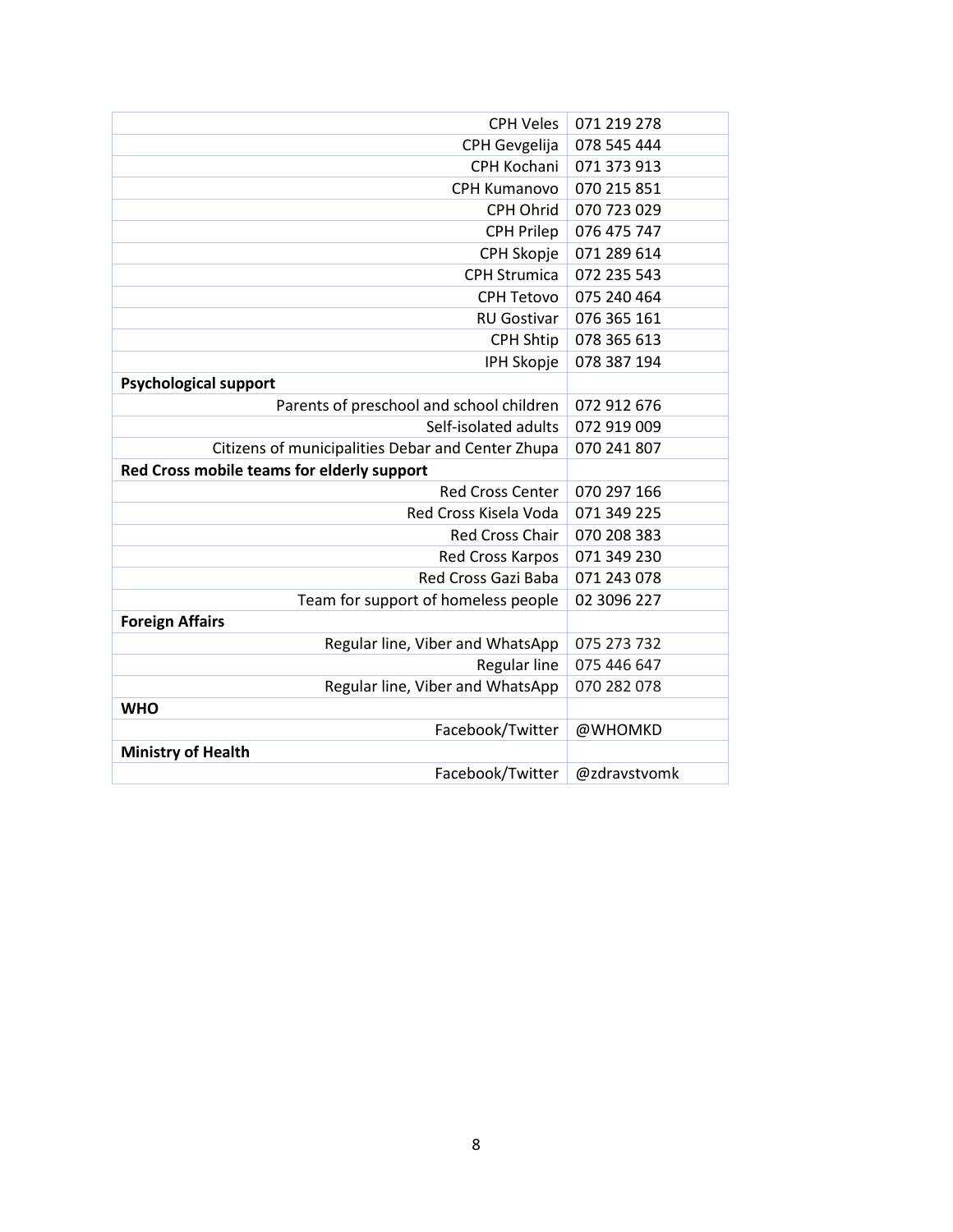| | |
|---|---|
| CPH Veles | 071 219 278 |
| CPH Gevgelija | 078 545 444 |
| CPH Kochani | 071 373 913 |
| CPH Kumanovo | 070 215 851 |
| CPH Ohrid | 070 723 029 |
| CPH Prilep | 076 475 747 |
| CPH Skopje | 071 289 614 |
| CPH Strumica | 072 235 543 |
| CPH Tetovo | 075 240 464 |
| RU Gostivar | 076 365 161 |
| CPH Shtip | 078 365 613 |
| IPH Skopje | 078 387 194 |
| **Psychological support** | |
| Parents of preschool and school children | 072 912 676 |
| Self-isolated adults | 072 919 009 |
| Citizens of municipalities Debar and Center Zhupa | 070 241 807 |
| **Red Cross mobile teams for elderly support** | |
| Red Cross Center | 070 297 166 |
| Red Cross Kisela Voda | 071 349 225 |
| Red Cross Chair | 070 208 383 |
| Red Cross Karpos | 071 349 230 |
| Red Cross Gazi Baba | 071 243 078 |
| Team for support of homeless people | 02 3096 227 |
| **Foreign Affairs** | |
| Regular line, Viber and WhatsApp | 075 273 732 |
| Regular line | 075 446 647 |
| Regular line, Viber and WhatsApp | 070 282 078 |
| **WHO** | |
| Facebook/Twitter | @WHOMKD |
| **Ministry of Health** | |
| Facebook/Twitter | @zdravstvomk |